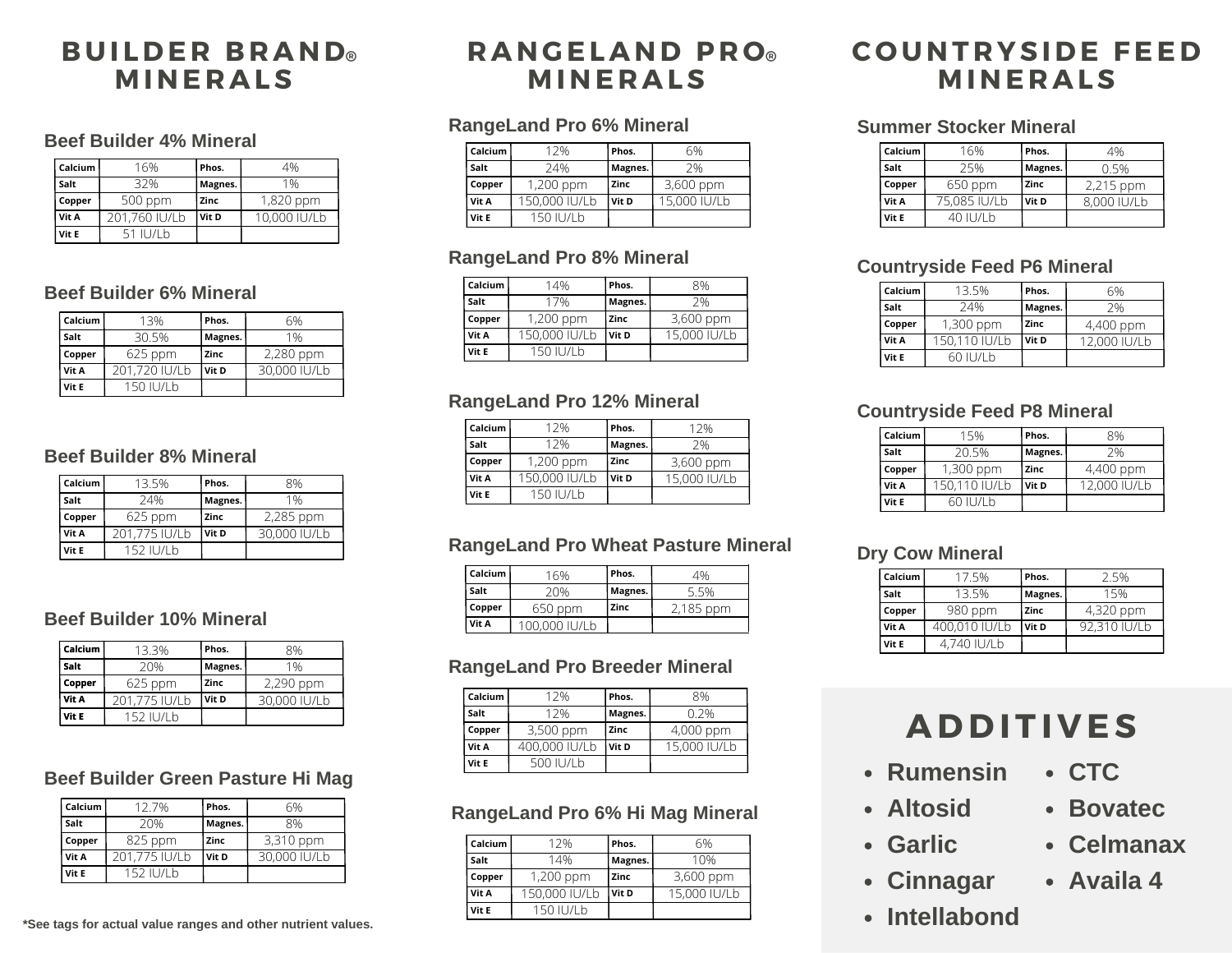# BUILDER BRAND® MINERALS

### Beef Builder 4% Mineral

| Calcium | 16% | Phos. | 4% |
|---|---|---|---|
| Salt | 32% | Magnes. | 1% |
| Copper | 500 ppm | Zinc | 1,820 ppm |
| Vit A | 201,760 IU/Lb | Vit D | 10,000 IU/Lb |
| Vit E | 51 IU/Lb | | |

### Beef Builder 6% Mineral

| Calcium | 13% | Phos. | 6% |
|---|---|---|---|
| Salt | 30.5% | Magnes. | 1% |
| Copper | 625 ppm | Zinc | 2,280 ppm |
| Vit A | 201,720 IU/Lb | Vit D | 30,000 IU/Lb |
| Vit E | 150 IU/Lb | | |

### Beef Builder 8% Mineral

| Calcium | 13.5% | Phos. | 8% |
|---|---|---|---|
| Salt | 24% | Magnes. | 1% |
| Copper | 625 ppm | Zinc | 2,285 ppm |
| Vit A | 201,775 IU/Lb | Vit D | 30,000 IU/Lb |
| Vit E | 152 IU/Lb | | |

### Beef Builder 10% Mineral

| Calcium | 13.3% | Phos. | 8% |
|---|---|---|---|
| Salt | 20% | Magnes. | 1% |
| Copper | 625 ppm | Zinc | 2,290 ppm |
| Vit A | 201,775 IU/Lb | Vit D | 30,000 IU/Lb |
| Vit E | 152 IU/Lb | | |

### Beef Builder Green Pasture Hi Mag

| Calcium | 12.7% | Phos. | 6% |
|---|---|---|---|
| Salt | 20% | Magnes. | 8% |
| Copper | 825 ppm | Zinc | 3,310 ppm |
| Vit A | 201,775 IU/Lb | Vit D | 30,000 IU/Lb |
| Vit E | 152 IU/Lb | | |

*See tags for actual value ranges and other nutrient values.

# RANGELAND PRO® MINERALS

### RangeLand Pro 6% Mineral

| Calcium | 12% | Phos. | 6% |
|---|---|---|---|
| Salt | 24% | Magnes. | 2% |
| Copper | 1,200 ppm | Zinc | 3,600 ppm |
| Vit A | 150,000 IU/Lb | Vit D | 15,000 IU/Lb |
| Vit E | 150 IU/Lb | | |

### RangeLand Pro 8% Mineral

| Calcium | 14% | Phos. | 8% |
|---|---|---|---|
| Salt | 17% | Magnes. | 2% |
| Copper | 1,200 ppm | Zinc | 3,600 ppm |
| Vit A | 150,000 IU/Lb | Vit D | 15,000 IU/Lb |
| Vit E | 150 IU/Lb | | |

### RangeLand Pro 12% Mineral

| Calcium | 12% | Phos. | 12% |
|---|---|---|---|
| Salt | 12% | Magnes. | 2% |
| Copper | 1,200 ppm | Zinc | 3,600 ppm |
| Vit A | 150,000 IU/Lb | Vit D | 15,000 IU/Lb |
| Vit E | 150 IU/Lb | | |

### RangeLand Pro Wheat Pasture Mineral

| Calcium | 16% | Phos. | 4% |
|---|---|---|---|
| Salt | 20% | Magnes. | 5.5% |
| Copper | 650 ppm | Zinc | 2,185 ppm |
| Vit A | 100,000 IU/Lb | | |

### RangeLand Pro Breeder Mineral

| Calcium | 12% | Phos. | 8% |
|---|---|---|---|
| Salt | 12% | Magnes. | 0.2% |
| Copper | 3,500 ppm | Zinc | 4,000 ppm |
| Vit A | 400,000 IU/Lb | Vit D | 15,000 IU/Lb |
| Vit E | 500 IU/Lb | | |

### RangeLand Pro 6% Hi Mag Mineral

| Calcium | 12% | Phos. | 6% |
|---|---|---|---|
| Salt | 14% | Magnes. | 10% |
| Copper | 1,200 ppm | Zinc | 3,600 ppm |
| Vit A | 150,000 IU/Lb | Vit D | 15,000 IU/Lb |
| Vit E | 150 IU/Lb | | |

# COUNTRYSIDE FEED MINERALS

### Summer Stocker Mineral

| Calcium | 16% | Phos. | 4% |
|---|---|---|---|
| Salt | 25% | Magnes. | 0.5% |
| Copper | 650 ppm | Zinc | 2,215 ppm |
| Vit A | 75,085 IU/Lb | Vit D | 8,000 IU/Lb |
| Vit E | 40 IU/Lb | | |

### Countryside Feed P6 Mineral

| Calcium | 13.5% | Phos. | 6% |
|---|---|---|---|
| Salt | 24% | Magnes. | 2% |
| Copper | 1,300 ppm | Zinc | 4,400 ppm |
| Vit A | 150,110 IU/Lb | Vit D | 12,000 IU/Lb |
| Vit E | 60 IU/Lb | | |

### Countryside Feed P8 Mineral

| Calcium | 15% | Phos. | 8% |
|---|---|---|---|
| Salt | 20.5% | Magnes. | 2% |
| Copper | 1,300 ppm | Zinc | 4,400 ppm |
| Vit A | 150,110 IU/Lb | Vit D | 12,000 IU/Lb |
| Vit E | 60 IU/Lb | | |

### Dry Cow Mineral

| Calcium | 17.5% | Phos. | 2.5% |
|---|---|---|---|
| Salt | 13.5% | Magnes. | 15% |
| Copper | 980 ppm | Zinc | 4,320 ppm |
| Vit A | 400,010 IU/Lb | Vit D | 92,310 IU/Lb |
| Vit E | 4,740 IU/Lb | | |

# ADDITIVES

- Rumensin
- Altosid
- Garlic
- Cinnagar
- Intellabond
- CTC
- Bovatec
- Celmanax
- Availa 4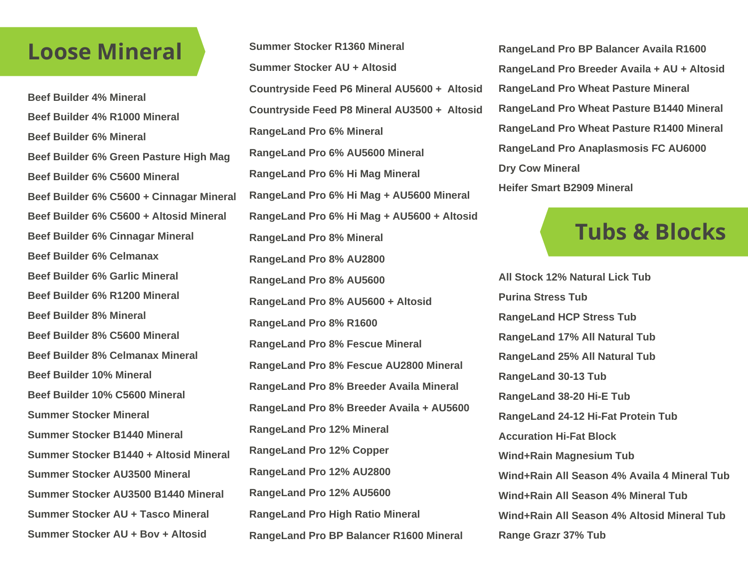## Loose Mineral

Beef Builder 4% Mineral

Beef Builder 4% R1000 Mineral

Beef Builder 6% Mineral

Beef Builder 6% Green Pasture High Mag

Beef Builder 6% C5600 Mineral

Beef Builder 6% C5600 + Cinnagar Mineral

Beef Builder 6% C5600 + Altosid Mineral

Beef Builder 6% Cinnagar Mineral

Beef Builder 6% Celmanax

Beef Builder 6% Garlic Mineral

Beef Builder 6% R1200 Mineral

Beef Builder 8% Mineral

Beef Builder 8% C5600 Mineral

Beef Builder 8% Celmanax Mineral

Beef Builder 10% Mineral

Beef Builder 10% C5600 Mineral

Summer Stocker Mineral

Summer Stocker B1440 Mineral

Summer Stocker B1440 + Altosid Mineral

Summer Stocker AU3500 Mineral

Summer Stocker AU3500 B1440 Mineral

Summer Stocker AU + Tasco Mineral

Summer Stocker AU + Bov + Altosid

Summer Stocker R1360 Mineral

Summer Stocker AU + Altosid

Countryside Feed P6 Mineral AU5600 + Altosid

Countryside Feed P8 Mineral AU3500 + Altosid

RangeLand Pro 6% Mineral

RangeLand Pro 6% AU5600 Mineral

RangeLand Pro 6% Hi Mag Mineral

RangeLand Pro 6% Hi Mag + AU5600 Mineral

RangeLand Pro 6% Hi Mag + AU5600 + Altosid

RangeLand Pro 8% Mineral

RangeLand Pro 8% AU2800

RangeLand Pro 8% AU5600

RangeLand Pro 8% AU5600 + Altosid

RangeLand Pro 8% R1600

RangeLand Pro 8% Fescue Mineral

RangeLand Pro 8% Fescue AU2800 Mineral

RangeLand Pro 8% Breeder Availa Mineral

RangeLand Pro 8% Breeder Availa + AU5600

RangeLand Pro 12% Mineral

RangeLand Pro 12% Copper

RangeLand Pro 12% AU2800

RangeLand Pro 12% AU5600

RangeLand Pro High Ratio Mineral

RangeLand Pro BP Balancer R1600 Mineral

RangeLand Pro BP Balancer Availa R1600

RangeLand Pro Breeder Availa + AU + Altosid

RangeLand Pro Wheat Pasture Mineral

RangeLand Pro Wheat Pasture B1440 Mineral

RangeLand Pro Wheat Pasture R1400 Mineral

RangeLand Pro Anaplasmosis FC AU6000

Dry Cow Mineral

Heifer Smart B2909 Mineral

## Tubs & Blocks

All Stock 12% Natural Lick Tub

Purina Stress Tub

RangeLand HCP Stress Tub

RangeLand 17% All Natural Tub

RangeLand 25% All Natural Tub

RangeLand 30-13 Tub

RangeLand 38-20 Hi-E Tub

RangeLand 24-12 Hi-Fat Protein Tub

Accuration Hi-Fat Block

Wind+Rain Magnesium Tub

Wind+Rain All Season 4% Availa 4 Mineral Tub

Wind+Rain All Season 4% Mineral Tub

Wind+Rain All Season 4% Altosid Mineral Tub

Range Grazr 37% Tub